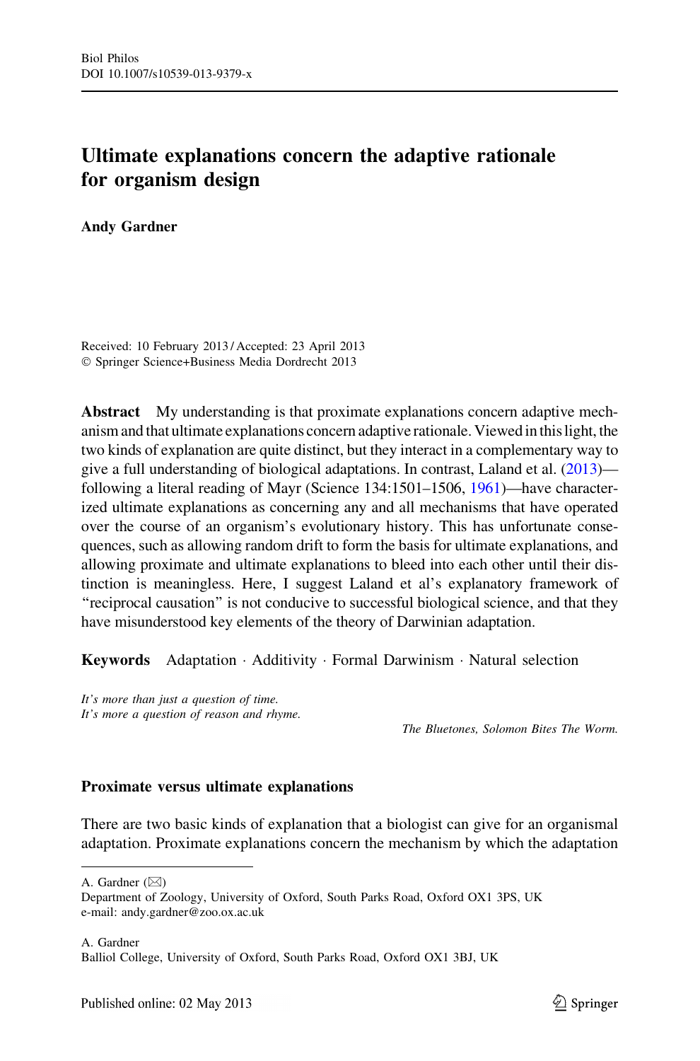Biol Philos
DOI 10.1007/s10539-013-9379-x

# Ultimate explanations concern the adaptive rationale for organism design

**Andy Gardner**

Received: 10 February 2013 / Accepted: 23 April 2013
© Springer Science+Business Media Dordrecht 2013

**Abstract** My understanding is that proximate explanations concern adaptive mechanism and that ultimate explanations concern adaptive rationale. Viewed in this light, the two kinds of explanation are quite distinct, but they interact in a complementary way to give a full understanding of biological adaptations. In contrast, Laland et al. (2013)—following a literal reading of Mayr (Science 134:1501–1506, 1961)—have characterized ultimate explanations as concerning any and all mechanisms that have operated over the course of an organism's evolutionary history. This has unfortunate consequences, such as allowing random drift to form the basis for ultimate explanations, and allowing proximate and ultimate explanations to bleed into each other until their distinction is meaningless. Here, I suggest Laland et al's explanatory framework of "reciprocal causation" is not conducive to successful biological science, and that they have misunderstood key elements of the theory of Darwinian adaptation.

**Keywords** Adaptation · Additivity · Formal Darwinism · Natural selection

*It's more than just a question of time.*
*It's more a question of reason and rhyme.*

*The Bluetones, Solomon Bites The Worm.*

## Proximate versus ultimate explanations

There are two basic kinds of explanation that a biologist can give for an organismal adaptation. Proximate explanations concern the mechanism by which the adaptation

---

A. Gardner (✉)
Department of Zoology, University of Oxford, South Parks Road, Oxford OX1 3PS, UK
e-mail: andy.gardner@zoo.ox.ac.uk

A. Gardner
Balliol College, University of Oxford, South Parks Road, Oxford OX1 3BJ, UK

Published online: 02 May 2013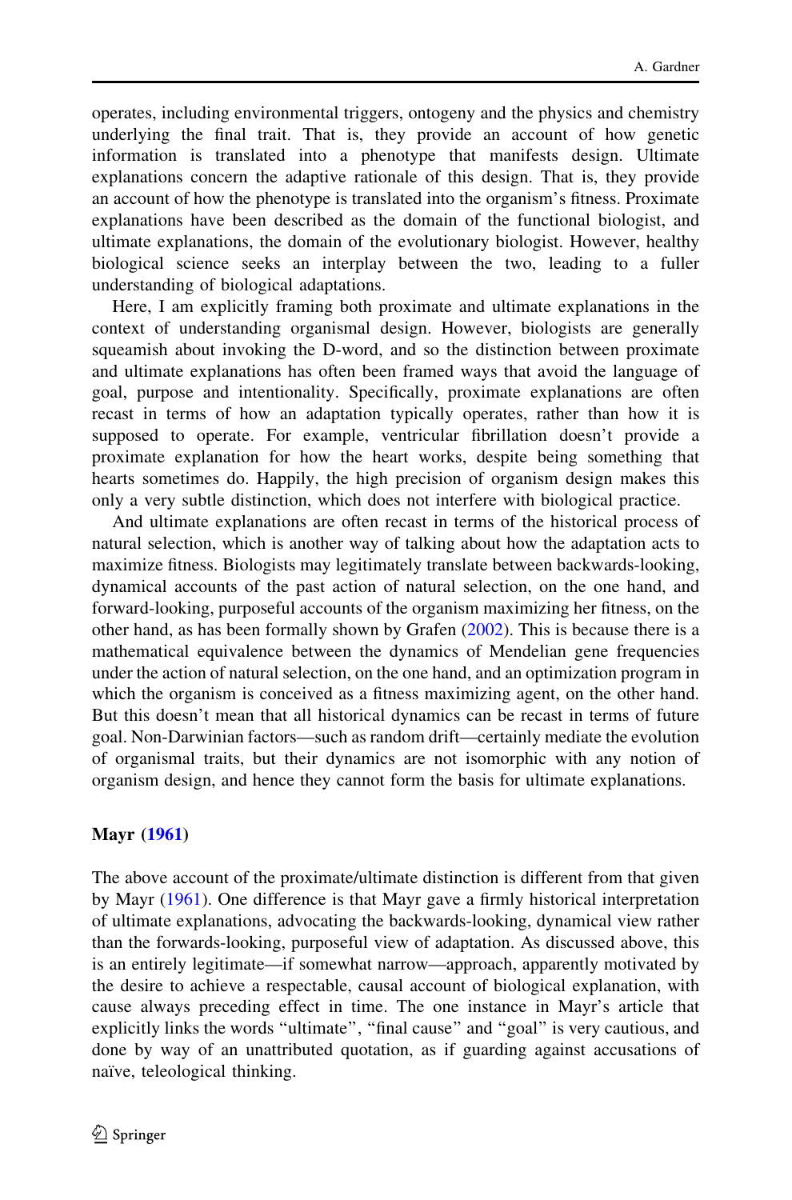operates, including environmental triggers, ontogeny and the physics and chemistry underlying the final trait. That is, they provide an account of how genetic information is translated into a phenotype that manifests design. Ultimate explanations concern the adaptive rationale of this design. That is, they provide an account of how the phenotype is translated into the organism's fitness. Proximate explanations have been described as the domain of the functional biologist, and ultimate explanations, the domain of the evolutionary biologist. However, healthy biological science seeks an interplay between the two, leading to a fuller understanding of biological adaptations.

Here, I am explicitly framing both proximate and ultimate explanations in the context of understanding organismal design. However, biologists are generally squeamish about invoking the D-word, and so the distinction between proximate and ultimate explanations has often been framed ways that avoid the language of goal, purpose and intentionality. Specifically, proximate explanations are often recast in terms of how an adaptation typically operates, rather than how it is supposed to operate. For example, ventricular fibrillation doesn't provide a proximate explanation for how the heart works, despite being something that hearts sometimes do. Happily, the high precision of organism design makes this only a very subtle distinction, which does not interfere with biological practice.

And ultimate explanations are often recast in terms of the historical process of natural selection, which is another way of talking about how the adaptation acts to maximize fitness. Biologists may legitimately translate between backwards-looking, dynamical accounts of the past action of natural selection, on the one hand, and forward-looking, purposeful accounts of the organism maximizing her fitness, on the other hand, as has been formally shown by Grafen (2002). This is because there is a mathematical equivalence between the dynamics of Mendelian gene frequencies under the action of natural selection, on the one hand, and an optimization program in which the organism is conceived as a fitness maximizing agent, on the other hand. But this doesn't mean that all historical dynamics can be recast in terms of future goal. Non-Darwinian factors—such as random drift—certainly mediate the evolution of organismal traits, but their dynamics are not isomorphic with any notion of organism design, and hence they cannot form the basis for ultimate explanations.

## Mayr (1961)

The above account of the proximate/ultimate distinction is different from that given by Mayr (1961). One difference is that Mayr gave a firmly historical interpretation of ultimate explanations, advocating the backwards-looking, dynamical view rather than the forwards-looking, purposeful view of adaptation. As discussed above, this is an entirely legitimate—if somewhat narrow—approach, apparently motivated by the desire to achieve a respectable, causal account of biological explanation, with cause always preceding effect in time. The one instance in Mayr's article that explicitly links the words "ultimate", "final cause" and "goal" is very cautious, and done by way of an unattributed quotation, as if guarding against accusations of naïve, teleological thinking.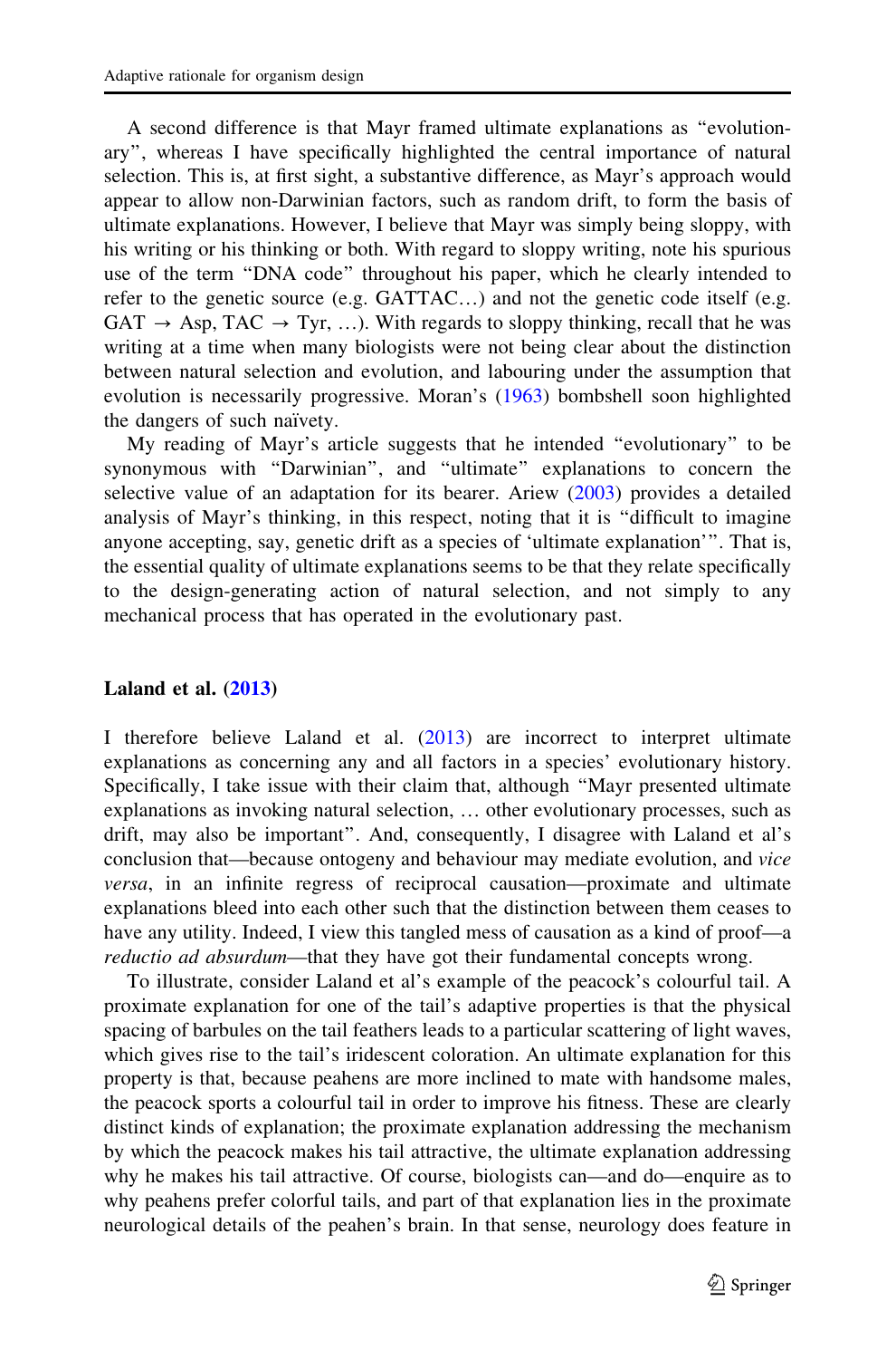A second difference is that Mayr framed ultimate explanations as "evolutionary", whereas I have specifically highlighted the central importance of natural selection. This is, at first sight, a substantive difference, as Mayr's approach would appear to allow non-Darwinian factors, such as random drift, to form the basis of ultimate explanations. However, I believe that Mayr was simply being sloppy, with his writing or his thinking or both. With regard to sloppy writing, note his spurious use of the term "DNA code" throughout his paper, which he clearly intended to refer to the genetic source (e.g. GATTAC…) and not the genetic code itself (e.g. GAT → Asp, TAC → Tyr, …). With regards to sloppy thinking, recall that he was writing at a time when many biologists were not being clear about the distinction between natural selection and evolution, and labouring under the assumption that evolution is necessarily progressive. Moran's (1963) bombshell soon highlighted the dangers of such naïvety.

My reading of Mayr's article suggests that he intended "evolutionary" to be synonymous with "Darwinian", and "ultimate" explanations to concern the selective value of an adaptation for its bearer. Ariew (2003) provides a detailed analysis of Mayr's thinking, in this respect, noting that it is "difficult to imagine anyone accepting, say, genetic drift as a species of 'ultimate explanation'". That is, the essential quality of ultimate explanations seems to be that they relate specifically to the design-generating action of natural selection, and not simply to any mechanical process that has operated in the evolutionary past.

## Laland et al. (2013)

I therefore believe Laland et al. (2013) are incorrect to interpret ultimate explanations as concerning any and all factors in a species' evolutionary history. Specifically, I take issue with their claim that, although "Mayr presented ultimate explanations as invoking natural selection, … other evolutionary processes, such as drift, may also be important". And, consequently, I disagree with Laland et al's conclusion that—because ontogeny and behaviour may mediate evolution, and *vice versa*, in an infinite regress of reciprocal causation—proximate and ultimate explanations bleed into each other such that the distinction between them ceases to have any utility. Indeed, I view this tangled mess of causation as a kind of proof—a *reductio ad absurdum*—that they have got their fundamental concepts wrong.

To illustrate, consider Laland et al's example of the peacock's colourful tail. A proximate explanation for one of the tail's adaptive properties is that the physical spacing of barbules on the tail feathers leads to a particular scattering of light waves, which gives rise to the tail's iridescent coloration. An ultimate explanation for this property is that, because peahens are more inclined to mate with handsome males, the peacock sports a colourful tail in order to improve his fitness. These are clearly distinct kinds of explanation; the proximate explanation addressing the mechanism by which the peacock makes his tail attractive, the ultimate explanation addressing why he makes his tail attractive. Of course, biologists can—and do—enquire as to why peahens prefer colorful tails, and part of that explanation lies in the proximate neurological details of the peahen's brain. In that sense, neurology does feature in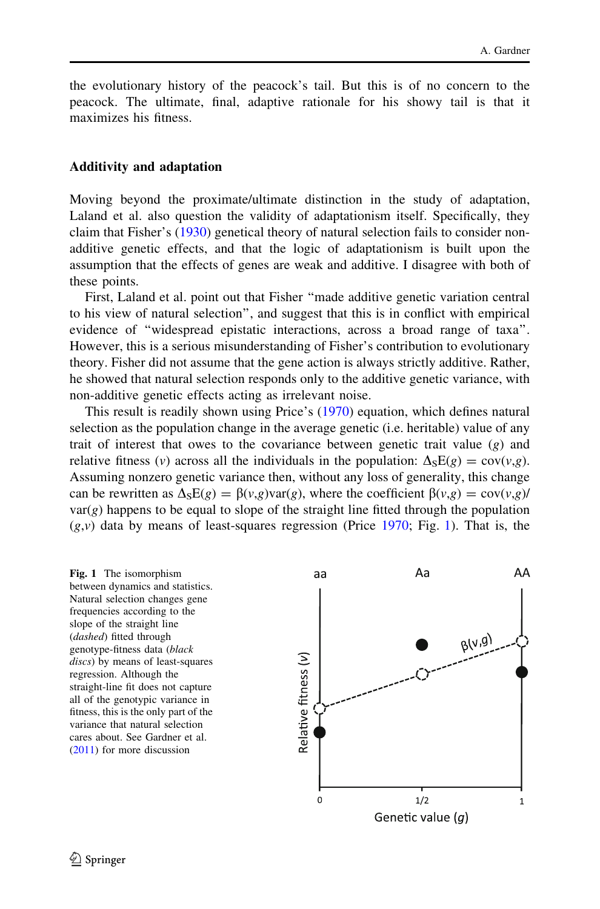the evolutionary history of the peacock's tail. But this is of no concern to the peacock. The ultimate, final, adaptive rationale for his showy tail is that it maximizes his fitness.

## Additivity and adaptation

Moving beyond the proximate/ultimate distinction in the study of adaptation, Laland et al. also question the validity of adaptationism itself. Specifically, they claim that Fisher's (1930) genetical theory of natural selection fails to consider non-additive genetic effects, and that the logic of adaptationism is built upon the assumption that the effects of genes are weak and additive. I disagree with both of these points.

First, Laland et al. point out that Fisher "made additive genetic variation central to his view of natural selection", and suggest that this is in conflict with empirical evidence of "widespread epistatic interactions, across a broad range of taxa". However, this is a serious misunderstanding of Fisher's contribution to evolutionary theory. Fisher did not assume that the gene action is always strictly additive. Rather, he showed that natural selection responds only to the additive genetic variance, with non-additive genetic effects acting as irrelevant noise.

This result is readily shown using Price's (1970) equation, which defines natural selection as the population change in the average genetic (i.e. heritable) value of any trait of interest that owes to the covariance between genetic trait value ($g$) and relative fitness ($v$) across all the individuals in the population: $\Delta_S \mathrm{E}(g) = \mathrm{cov}(v,g)$. Assuming nonzero genetic variance then, without any loss of generality, this change can be rewritten as $\Delta_S \mathrm{E}(g) = \beta(v,g)\mathrm{var}(g)$, where the coefficient $\beta(v,g) = \mathrm{cov}(v,g)/\mathrm{var}(g)$ happens to be equal to slope of the straight line fitted through the population $(g,v)$ data by means of least-squares regression (Price 1970; Fig. 1). That is, the

**Fig. 1** The isomorphism between dynamics and statistics. Natural selection changes gene frequencies according to the slope of the straight line (*dashed*) fitted through genotype-fitness data (*black discs*) by means of least-squares regression. Although the straight-line fit does not capture all of the genotypic variance in fitness, this is the only part of the variance that natural selection cares about. See Gardner et al. (2011) for more discussion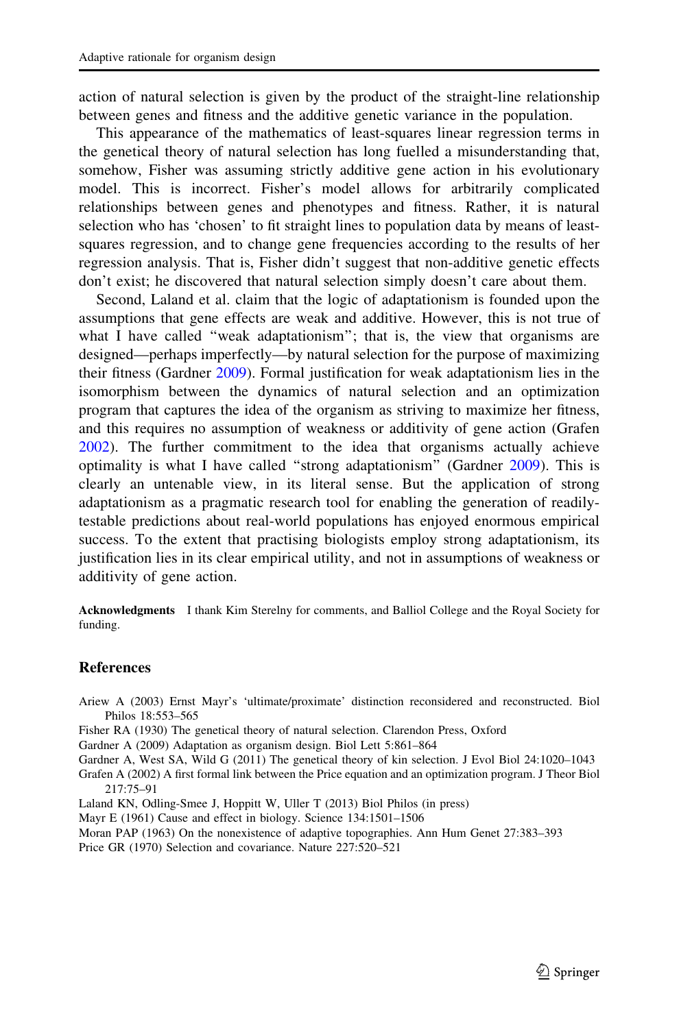action of natural selection is given by the product of the straight-line relationship between genes and fitness and the additive genetic variance in the population.

This appearance of the mathematics of least-squares linear regression terms in the genetical theory of natural selection has long fuelled a misunderstanding that, somehow, Fisher was assuming strictly additive gene action in his evolutionary model. This is incorrect. Fisher's model allows for arbitrarily complicated relationships between genes and phenotypes and fitness. Rather, it is natural selection who has 'chosen' to fit straight lines to population data by means of least-squares regression, and to change gene frequencies according to the results of her regression analysis. That is, Fisher didn't suggest that non-additive genetic effects don't exist; he discovered that natural selection simply doesn't care about them.

Second, Laland et al. claim that the logic of adaptationism is founded upon the assumptions that gene effects are weak and additive. However, this is not true of what I have called "weak adaptationism"; that is, the view that organisms are designed—perhaps imperfectly—by natural selection for the purpose of maximizing their fitness (Gardner 2009). Formal justification for weak adaptationism lies in the isomorphism between the dynamics of natural selection and an optimization program that captures the idea of the organism as striving to maximize her fitness, and this requires no assumption of weakness or additivity of gene action (Grafen 2002). The further commitment to the idea that organisms actually achieve optimality is what I have called "strong adaptationism" (Gardner 2009). This is clearly an untenable view, in its literal sense. But the application of strong adaptationism as a pragmatic research tool for enabling the generation of readily-testable predictions about real-world populations has enjoyed enormous empirical success. To the extent that practising biologists employ strong adaptationism, its justification lies in its clear empirical utility, and not in assumptions of weakness or additivity of gene action.

**Acknowledgments** I thank Kim Sterelny for comments, and Balliol College and the Royal Society for funding.

## References

Ariew A (2003) Ernst Mayr's 'ultimate/proximate' distinction reconsidered and reconstructed. Biol Philos 18:553–565

Fisher RA (1930) The genetical theory of natural selection. Clarendon Press, Oxford

Gardner A (2009) Adaptation as organism design. Biol Lett 5:861–864

Gardner A, West SA, Wild G (2011) The genetical theory of kin selection. J Evol Biol 24:1020–1043

Grafen A (2002) A first formal link between the Price equation and an optimization program. J Theor Biol 217:75–91

Laland KN, Odling-Smee J, Hoppitt W, Uller T (2013) Biol Philos (in press)

Mayr E (1961) Cause and effect in biology. Science 134:1501–1506

Moran PAP (1963) On the nonexistence of adaptive topographies. Ann Hum Genet 27:383–393

Price GR (1970) Selection and covariance. Nature 227:520–521